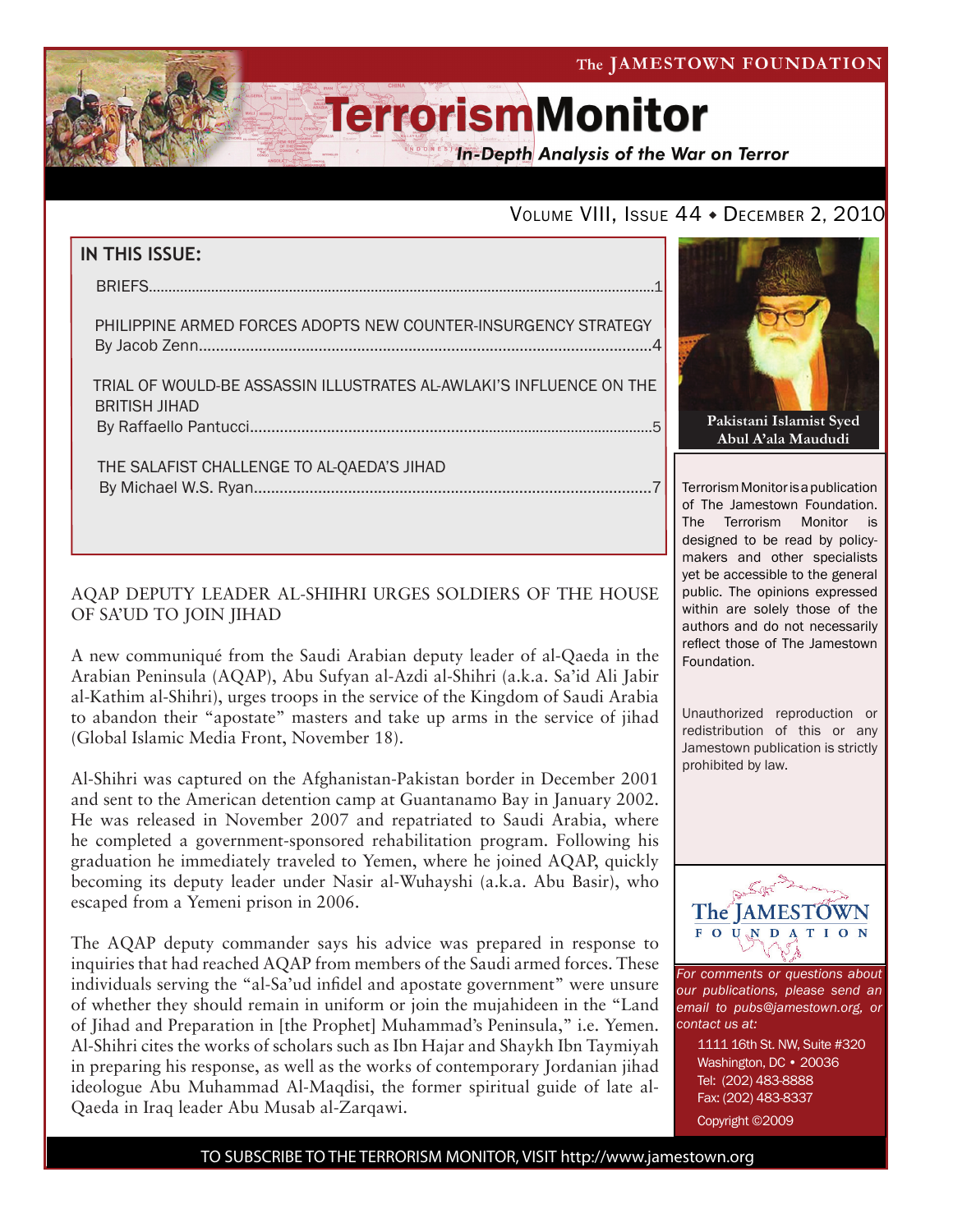The JAMESTOWN FOUNDATION

# TerrorismMonitor

*In-Depth Analysis of the War on Terror*

VOLUME VIII, ISSUE 44 ♦ DECEMBER 2, 2010

## IN THIS ISSUE:

BRIEFS.....1

PHILIPPINE ARMED FORCES ADOPTS NEW COUNTER-INSURGENCY STRATEGY
By Jacob Zenn.....4

TRIAL OF WOULD-BE ASSASSIN ILLUSTRATES AL-AWLAKI'S INFLUENCE ON THE BRITISH JIHAD
By Raffaello Pantucci.....5

THE SALAFIST CHALLENGE TO AL-QAEDA'S JIHAD
By Michael W.S. Ryan.....7

**Pakistani Islamist Syed Abul A'ala Maududi**

Terrorism Monitor is a publication of The Jamestown Foundation. The Terrorism Monitor is designed to be read by policy-makers and other specialists yet be accessible to the general public. The opinions expressed within are solely those of the authors and do not necessarily reflect those of The Jamestown Foundation.

Unauthorized reproduction or redistribution of this or any Jamestown publication is strictly prohibited by law.

## AQAP DEPUTY LEADER AL-SHIHRI URGES SOLDIERS OF THE HOUSE OF SA'UD TO JOIN JIHAD

A new communiqué from the Saudi Arabian deputy leader of al-Qaeda in the Arabian Peninsula (AQAP), Abu Sufyan al-Azdi al-Shihri (a.k.a. Sa'id Ali Jabir al-Kathim al-Shihri), urges troops in the service of the Kingdom of Saudi Arabia to abandon their "apostate" masters and take up arms in the service of jihad (Global Islamic Media Front, November 18).

Al-Shihri was captured on the Afghanistan-Pakistan border in December 2001 and sent to the American detention camp at Guantanamo Bay in January 2002. He was released in November 2007 and repatriated to Saudi Arabia, where he completed a government-sponsored rehabilitation program. Following his graduation he immediately traveled to Yemen, where he joined AQAP, quickly becoming its deputy leader under Nasir al-Wuhayshi (a.k.a. Abu Basir), who escaped from a Yemeni prison in 2006.

The AQAP deputy commander says his advice was prepared in response to inquiries that had reached AQAP from members of the Saudi armed forces. These individuals serving the "al-Sa'ud infidel and apostate government" were unsure of whether they should remain in uniform or join the mujahideen in the "Land of Jihad and Preparation in [the Prophet] Muhammad's Peninsula," i.e. Yemen. Al-Shihri cites the works of scholars such as Ibn Hajar and Shaykh Ibn Taymiyah in preparing his response, as well as the works of contemporary Jordanian jihad ideologue Abu Muhammad Al-Maqdisi, the former spiritual guide of late al-Qaeda in Iraq leader Abu Musab al-Zarqawi.

The JAMESTOWN FOUNDATION

*For comments or questions about our publications, please send an email to pubs@jamestown.org, or contact us at:*

1111 16th St. NW, Suite #320
Washington, DC • 20036
Tel: (202) 483-8888
Fax: (202) 483-8337

Copyright ©2009

TO SUBSCRIBE TO THE TERRORISM MONITOR, VISIT http://www.jamestown.org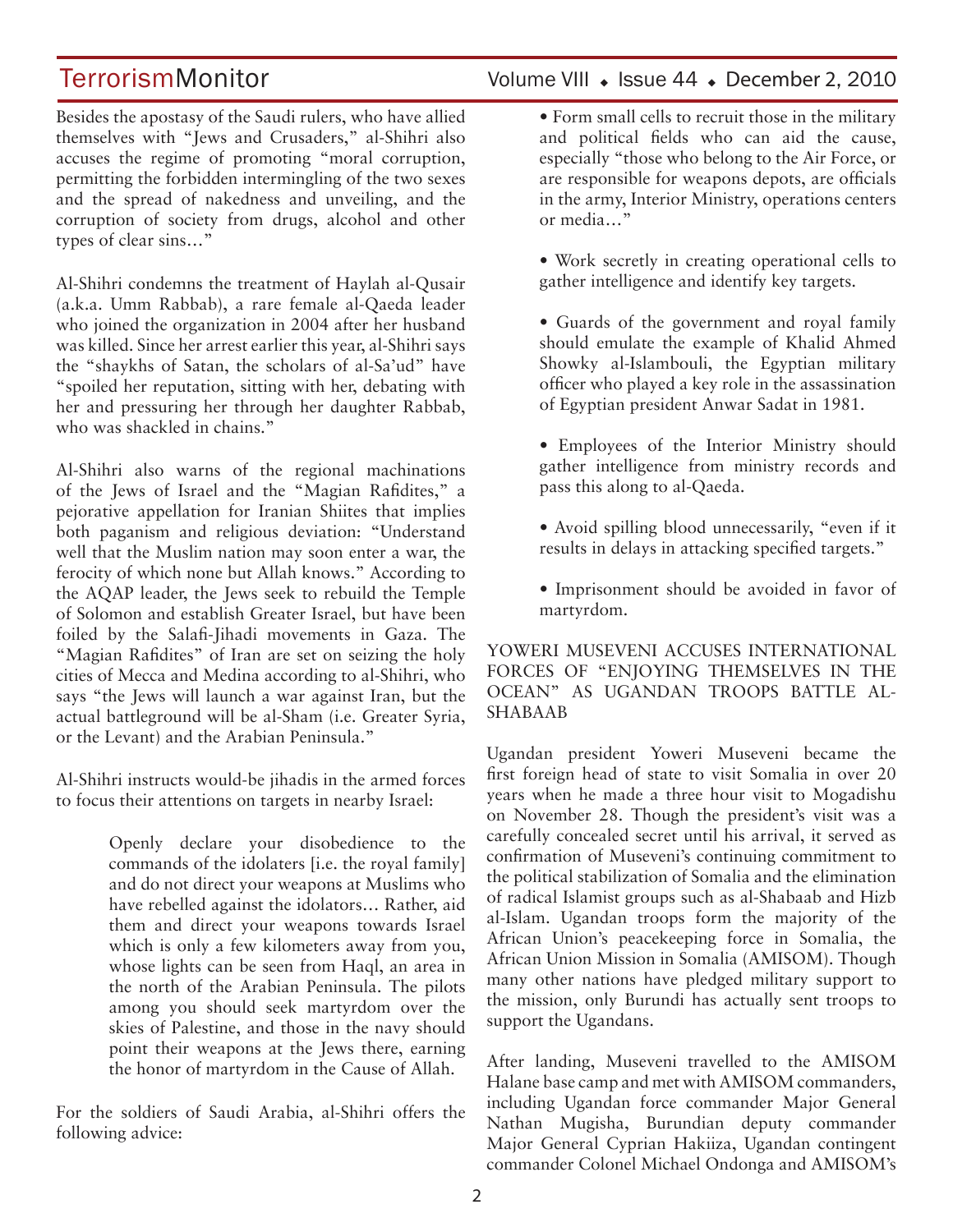Besides the apostasy of the Saudi rulers, who have allied themselves with "Jews and Crusaders," al-Shihri also accuses the regime of promoting "moral corruption, permitting the forbidden intermingling of the two sexes and the spread of nakedness and unveiling, and the corruption of society from drugs, alcohol and other types of clear sins…"

Al-Shihri condemns the treatment of Haylah al-Qusair (a.k.a. Umm Rabbab), a rare female al-Qaeda leader who joined the organization in 2004 after her husband was killed. Since her arrest earlier this year, al-Shihri says the "shaykhs of Satan, the scholars of al-Sa'ud" have "spoiled her reputation, sitting with her, debating with her and pressuring her through her daughter Rabbab, who was shackled in chains."

Al-Shihri also warns of the regional machinations of the Jews of Israel and the "Magian Rafidites," a pejorative appellation for Iranian Shiites that implies both paganism and religious deviation: "Understand well that the Muslim nation may soon enter a war, the ferocity of which none but Allah knows." According to the AQAP leader, the Jews seek to rebuild the Temple of Solomon and establish Greater Israel, but have been foiled by the Salafi-Jihadi movements in Gaza. The "Magian Rafidites" of Iran are set on seizing the holy cities of Mecca and Medina according to al-Shihri, who says "the Jews will launch a war against Iran, but the actual battleground will be al-Sham (i.e. Greater Syria, or the Levant) and the Arabian Peninsula."

Al-Shihri instructs would-be jihadis in the armed forces to focus their attentions on targets in nearby Israel:

> Openly declare your disobedience to the commands of the idolaters [i.e. the royal family] and do not direct your weapons at Muslims who have rebelled against the idolators… Rather, aid them and direct your weapons towards Israel which is only a few kilometers away from you, whose lights can be seen from Haql, an area in the north of the Arabian Peninsula. The pilots among you should seek martyrdom over the skies of Palestine, and those in the navy should point their weapons at the Jews there, earning the honor of martyrdom in the Cause of Allah.

For the soldiers of Saudi Arabia, al-Shihri offers the following advice:

- Form small cells to recruit those in the military and political fields who can aid the cause, especially "those who belong to the Air Force, or are responsible for weapons depots, are officials in the army, Interior Ministry, operations centers or media…"

- Work secretly in creating operational cells to gather intelligence and identify key targets.

- Guards of the government and royal family should emulate the example of Khalid Ahmed Showky al-Islambouli, the Egyptian military officer who played a key role in the assassination of Egyptian president Anwar Sadat in 1981.

- Employees of the Interior Ministry should gather intelligence from ministry records and pass this along to al-Qaeda.

- Avoid spilling blood unnecessarily, "even if it results in delays in attacking specified targets."

- Imprisonment should be avoided in favor of martyrdom.

## YOWERI MUSEVENI ACCUSES INTERNATIONAL FORCES OF "ENJOYING THEMSELVES IN THE OCEAN" AS UGANDAN TROOPS BATTLE AL-SHABAAB

Ugandan president Yoweri Museveni became the first foreign head of state to visit Somalia in over 20 years when he made a three hour visit to Mogadishu on November 28. Though the president's visit was a carefully concealed secret until his arrival, it served as confirmation of Museveni's continuing commitment to the political stabilization of Somalia and the elimination of radical Islamist groups such as al-Shabaab and Hizb al-Islam. Ugandan troops form the majority of the African Union's peacekeeping force in Somalia, the African Union Mission in Somalia (AMISOM). Though many other nations have pledged military support to the mission, only Burundi has actually sent troops to support the Ugandans.

After landing, Museveni travelled to the AMISOM Halane base camp and met with AMISOM commanders, including Ugandan force commander Major General Nathan Mugisha, Burundian deputy commander Major General Cyprian Hakiiza, Ugandan contingent commander Colonel Michael Ondonga and AMISOM's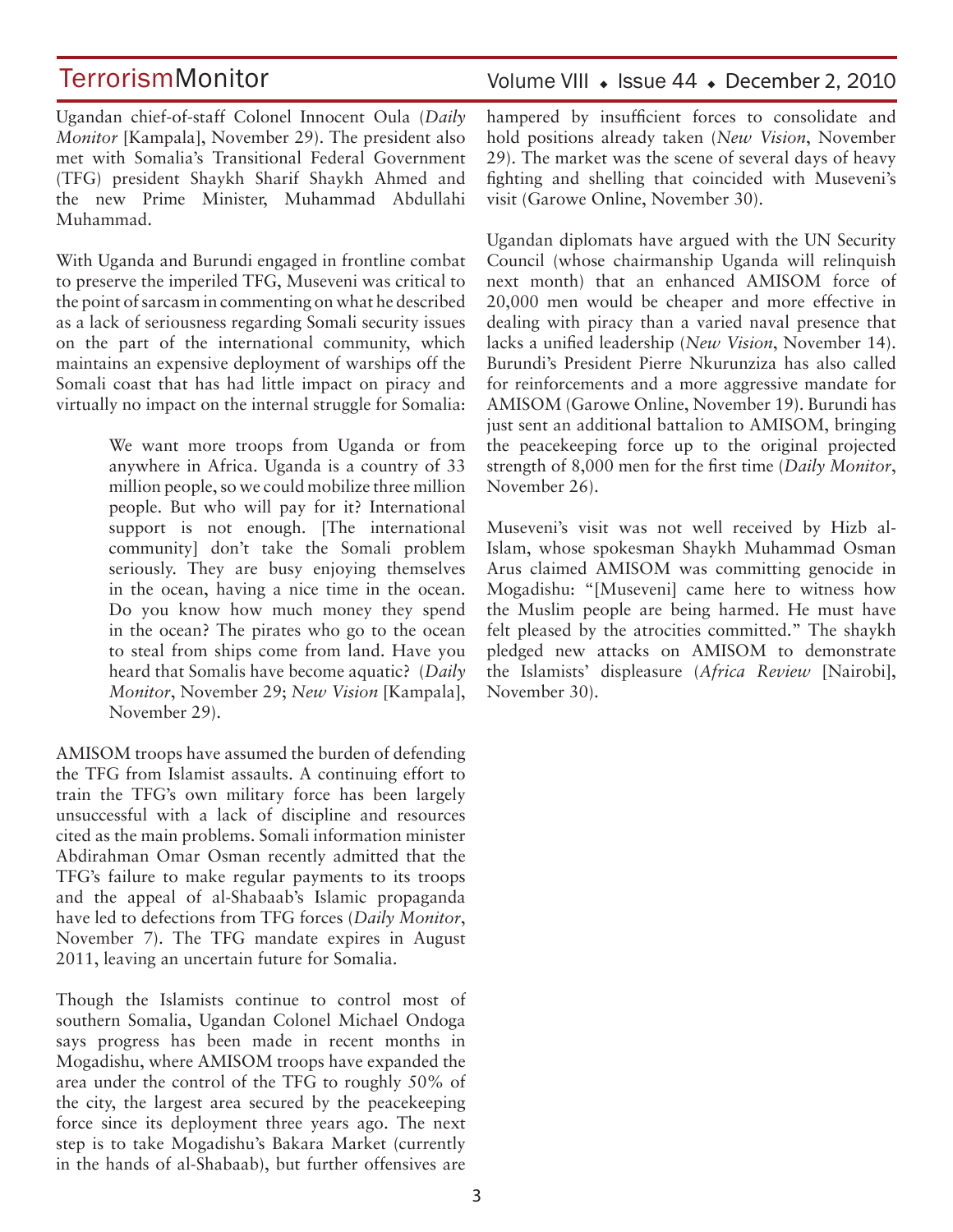Ugandan chief-of-staff Colonel Innocent Oula (*Daily Monitor* [Kampala], November 29). The president also met with Somalia's Transitional Federal Government (TFG) president Shaykh Sharif Shaykh Ahmed and the new Prime Minister, Muhammad Abdullahi Muhammad.

With Uganda and Burundi engaged in frontline combat to preserve the imperiled TFG, Museveni was critical to the point of sarcasm in commenting on what he described as a lack of seriousness regarding Somali security issues on the part of the international community, which maintains an expensive deployment of warships off the Somali coast that has had little impact on piracy and virtually no impact on the internal struggle for Somalia:

> We want more troops from Uganda or from anywhere in Africa. Uganda is a country of 33 million people, so we could mobilize three million people. But who will pay for it? International support is not enough. [The international community] don't take the Somali problem seriously. They are busy enjoying themselves in the ocean, having a nice time in the ocean. Do you know how much money they spend in the ocean? The pirates who go to the ocean to steal from ships come from land. Have you heard that Somalis have become aquatic? (*Daily Monitor*, November 29; *New Vision* [Kampala], November 29).

AMISOM troops have assumed the burden of defending the TFG from Islamist assaults. A continuing effort to train the TFG's own military force has been largely unsuccessful with a lack of discipline and resources cited as the main problems. Somali information minister Abdirahman Omar Osman recently admitted that the TFG's failure to make regular payments to its troops and the appeal of al-Shabaab's Islamic propaganda have led to defections from TFG forces (*Daily Monitor*, November 7). The TFG mandate expires in August 2011, leaving an uncertain future for Somalia.

Though the Islamists continue to control most of southern Somalia, Ugandan Colonel Michael Ondoga says progress has been made in recent months in Mogadishu, where AMISOM troops have expanded the area under the control of the TFG to roughly 50% of the city, the largest area secured by the peacekeeping force since its deployment three years ago. The next step is to take Mogadishu's Bakara Market (currently in the hands of al-Shabaab), but further offensives are hampered by insufficient forces to consolidate and hold positions already taken (*New Vision*, November 29). The market was the scene of several days of heavy fighting and shelling that coincided with Museveni's visit (Garowe Online, November 30).

Ugandan diplomats have argued with the UN Security Council (whose chairmanship Uganda will relinquish next month) that an enhanced AMISOM force of 20,000 men would be cheaper and more effective in dealing with piracy than a varied naval presence that lacks a unified leadership (*New Vision*, November 14). Burundi's President Pierre Nkurunziza has also called for reinforcements and a more aggressive mandate for AMISOM (Garowe Online, November 19). Burundi has just sent an additional battalion to AMISOM, bringing the peacekeeping force up to the original projected strength of 8,000 men for the first time (*Daily Monitor*, November 26).

Museveni's visit was not well received by Hizb al-Islam, whose spokesman Shaykh Muhammad Osman Arus claimed AMISOM was committing genocide in Mogadishu: "[Museveni] came here to witness how the Muslim people are being harmed. He must have felt pleased by the atrocities committed." The shaykh pledged new attacks on AMISOM to demonstrate the Islamists' displeasure (*Africa Review* [Nairobi], November 30).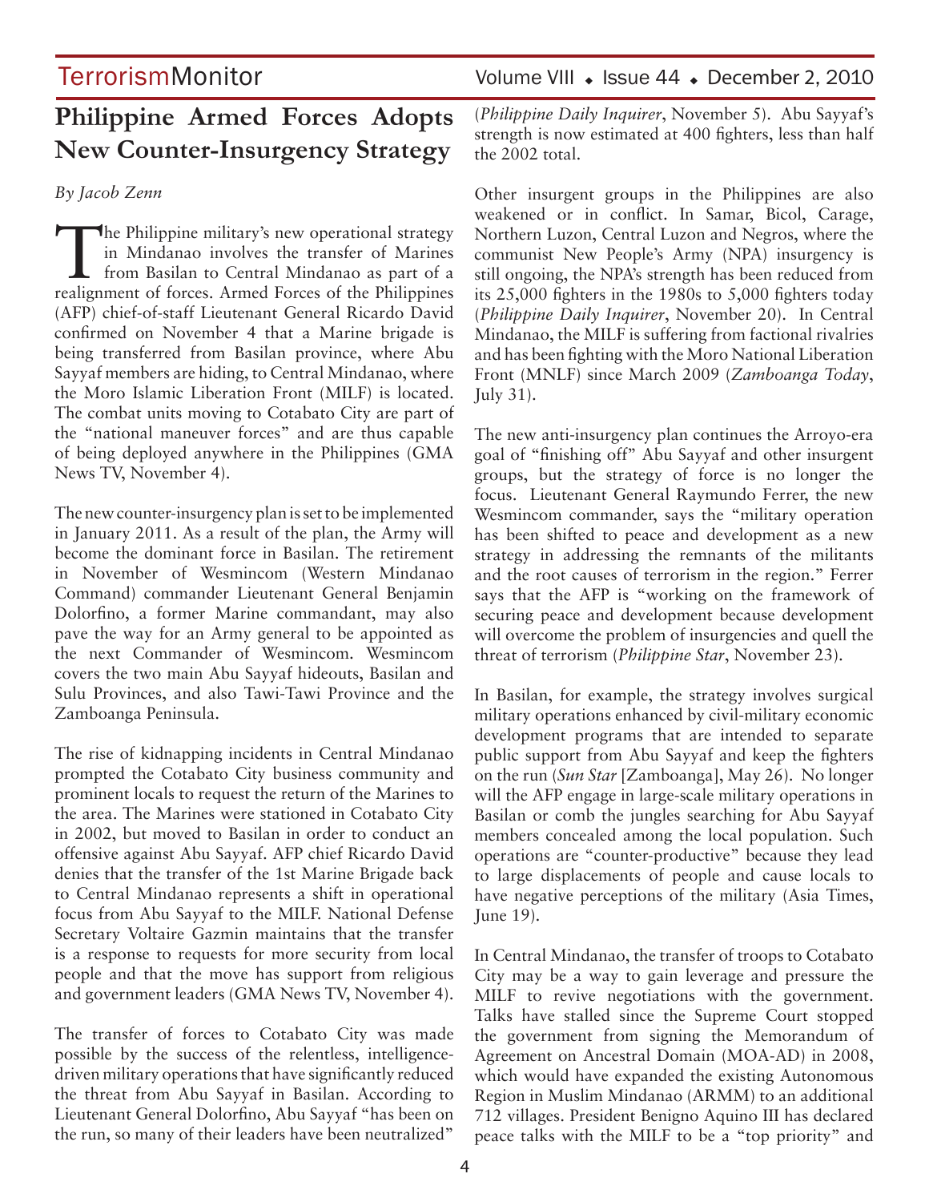# Philippine Armed Forces Adopts New Counter-Insurgency Strategy

*By Jacob Zenn*

The Philippine military's new operational strategy in Mindanao involves the transfer of Marines from Basilan to Central Mindanao as part of a realignment of forces. Armed Forces of the Philippines (AFP) chief-of-staff Lieutenant General Ricardo David confirmed on November 4 that a Marine brigade is being transferred from Basilan province, where Abu Sayyaf members are hiding, to Central Mindanao, where the Moro Islamic Liberation Front (MILF) is located. The combat units moving to Cotabato City are part of the "national maneuver forces" and are thus capable of being deployed anywhere in the Philippines (GMA News TV, November 4).

The new counter-insurgency plan is set to be implemented in January 2011. As a result of the plan, the Army will become the dominant force in Basilan. The retirement in November of Wesmincom (Western Mindanao Command) commander Lieutenant General Benjamin Dolorfino, a former Marine commandant, may also pave the way for an Army general to be appointed as the next Commander of Wesmincom. Wesmincom covers the two main Abu Sayyaf hideouts, Basilan and Sulu Provinces, and also Tawi-Tawi Province and the Zamboanga Peninsula.

The rise of kidnapping incidents in Central Mindanao prompted the Cotabato City business community and prominent locals to request the return of the Marines to the area. The Marines were stationed in Cotabato City in 2002, but moved to Basilan in order to conduct an offensive against Abu Sayyaf. AFP chief Ricardo David denies that the transfer of the 1st Marine Brigade back to Central Mindanao represents a shift in operational focus from Abu Sayyaf to the MILF. National Defense Secretary Voltaire Gazmin maintains that the transfer is a response to requests for more security from local people and that the move has support from religious and government leaders (GMA News TV, November 4).

The transfer of forces to Cotabato City was made possible by the success of the relentless, intelligence-driven military operations that have significantly reduced the threat from Abu Sayyaf in Basilan. According to Lieutenant General Dolorfino, Abu Sayyaf "has been on the run, so many of their leaders have been neutralized" (*Philippine Daily Inquirer*, November 5). Abu Sayyaf's strength is now estimated at 400 fighters, less than half the 2002 total.

Other insurgent groups in the Philippines are also weakened or in conflict. In Samar, Bicol, Carage, Northern Luzon, Central Luzon and Negros, where the communist New People's Army (NPA) insurgency is still ongoing, the NPA's strength has been reduced from its 25,000 fighters in the 1980s to 5,000 fighters today (*Philippine Daily Inquirer*, November 20). In Central Mindanao, the MILF is suffering from factional rivalries and has been fighting with the Moro National Liberation Front (MNLF) since March 2009 (*Zamboanga Today*, July 31).

The new anti-insurgency plan continues the Arroyo-era goal of "finishing off" Abu Sayyaf and other insurgent groups, but the strategy of force is no longer the focus. Lieutenant General Raymundo Ferrer, the new Wesmincom commander, says the "military operation has been shifted to peace and development as a new strategy in addressing the remnants of the militants and the root causes of terrorism in the region." Ferrer says that the AFP is "working on the framework of securing peace and development because development will overcome the problem of insurgencies and quell the threat of terrorism (*Philippine Star*, November 23).

In Basilan, for example, the strategy involves surgical military operations enhanced by civil-military economic development programs that are intended to separate public support from Abu Sayyaf and keep the fighters on the run (*Sun Star* [Zamboanga], May 26). No longer will the AFP engage in large-scale military operations in Basilan or comb the jungles searching for Abu Sayyaf members concealed among the local population. Such operations are "counter-productive" because they lead to large displacements of people and cause locals to have negative perceptions of the military (Asia Times, June 19).

In Central Mindanao, the transfer of troops to Cotabato City may be a way to gain leverage and pressure the MILF to revive negotiations with the government. Talks have stalled since the Supreme Court stopped the government from signing the Memorandum of Agreement on Ancestral Domain (MOA-AD) in 2008, which would have expanded the existing Autonomous Region in Muslim Mindanao (ARMM) to an additional 712 villages. President Benigno Aquino III has declared peace talks with the MILF to be a "top priority" and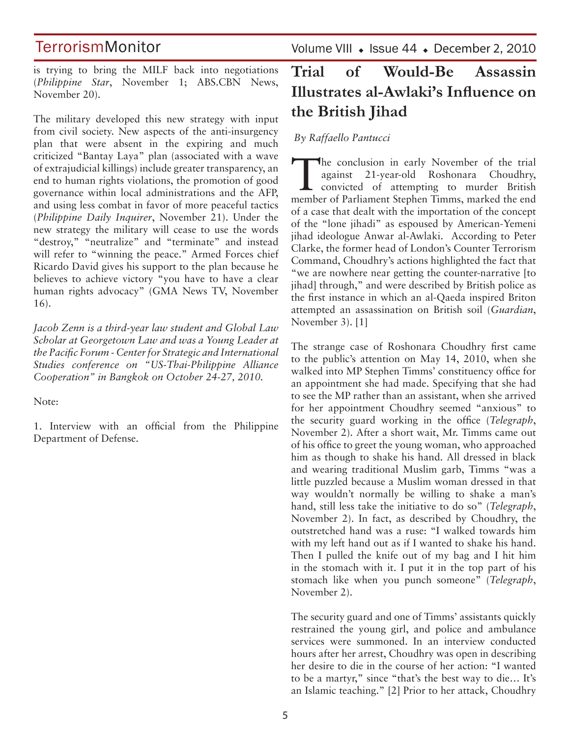is trying to bring the MILF back into negotiations (*Philippine Star*, November 1; ABS.CBN News, November 20).

The military developed this new strategy with input from civil society. New aspects of the anti-insurgency plan that were absent in the expiring and much criticized "Bantay Laya" plan (associated with a wave of extrajudicial killings) include greater transparency, an end to human rights violations, the promotion of good governance within local administrations and the AFP, and using less combat in favor of more peaceful tactics (*Philippine Daily Inquirer*, November 21). Under the new strategy the military will cease to use the words "destroy," "neutralize" and "terminate" and instead will refer to "winning the peace." Armed Forces chief Ricardo David gives his support to the plan because he believes to achieve victory "you have to have a clear human rights advocacy" (GMA News TV, November 16).

*Jacob Zenn is a third-year law student and Global Law Scholar at Georgetown Law and was a Young Leader at the Pacific Forum - Center for Strategic and International Studies conference on "US-Thai-Philippine Alliance Cooperation" in Bangkok on October 24-27, 2010.*

Note:

1. Interview with an official from the Philippine Department of Defense.

# Trial of Would-Be Assassin Illustrates al-Awlaki's Influence on the British Jihad

*By Raffaello Pantucci*

The conclusion in early November of the trial against 21-year-old Roshonara Choudhry, convicted of attempting to murder British member of Parliament Stephen Timms, marked the end of a case that dealt with the importation of the concept of the "lone jihadi" as espoused by American-Yemeni jihad ideologue Anwar al-Awlaki. According to Peter Clarke, the former head of London's Counter Terrorism Command, Choudhry's actions highlighted the fact that "we are nowhere near getting the counter-narrative [to jihad] through," and were described by British police as the first instance in which an al-Qaeda inspired Briton attempted an assassination on British soil (*Guardian*, November 3). [1]

The strange case of Roshonara Choudhry first came to the public's attention on May 14, 2010, when she walked into MP Stephen Timms' constituency office for an appointment she had made. Specifying that she had to see the MP rather than an assistant, when she arrived for her appointment Choudhry seemed "anxious" to the security guard working in the office (*Telegraph*, November 2). After a short wait, Mr. Timms came out of his office to greet the young woman, who approached him as though to shake his hand. All dressed in black and wearing traditional Muslim garb, Timms "was a little puzzled because a Muslim woman dressed in that way wouldn't normally be willing to shake a man's hand, still less take the initiative to do so" (*Telegraph*, November 2). In fact, as described by Choudhry, the outstretched hand was a ruse: "I walked towards him with my left hand out as if I wanted to shake his hand. Then I pulled the knife out of my bag and I hit him in the stomach with it. I put it in the top part of his stomach like when you punch someone" (*Telegraph*, November 2).

The security guard and one of Timms' assistants quickly restrained the young girl, and police and ambulance services were summoned. In an interview conducted hours after her arrest, Choudhry was open in describing her desire to die in the course of her action: "I wanted to be a martyr," since "that's the best way to die… It's an Islamic teaching." [2] Prior to her attack, Choudhry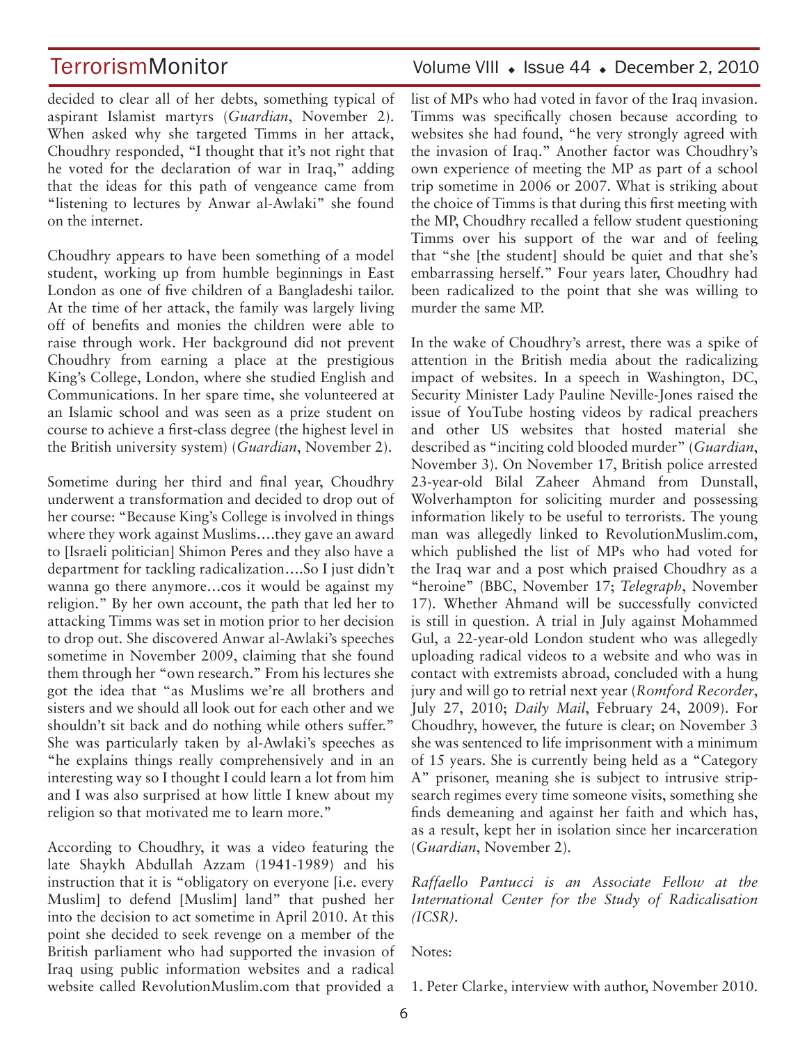decided to clear all of her debts, something typical of aspirant Islamist martyrs (*Guardian*, November 2). When asked why she targeted Timms in her attack, Choudhry responded, "I thought that it's not right that he voted for the declaration of war in Iraq," adding that the ideas for this path of vengeance came from "listening to lectures by Anwar al-Awlaki" she found on the internet.

Choudhry appears to have been something of a model student, working up from humble beginnings in East London as one of five children of a Bangladeshi tailor. At the time of her attack, the family was largely living off of benefits and monies the children were able to raise through work. Her background did not prevent Choudhry from earning a place at the prestigious King's College, London, where she studied English and Communications. In her spare time, she volunteered at an Islamic school and was seen as a prize student on course to achieve a first-class degree (the highest level in the British university system) (*Guardian*, November 2).

Sometime during her third and final year, Choudhry underwent a transformation and decided to drop out of her course: "Because King's College is involved in things where they work against Muslims….they gave an award to [Israeli politician] Shimon Peres and they also have a department for tackling radicalization….So I just didn't wanna go there anymore…cos it would be against my religion." By her own account, the path that led her to attacking Timms was set in motion prior to her decision to drop out. She discovered Anwar al-Awlaki's speeches sometime in November 2009, claiming that she found them through her "own research." From his lectures she got the idea that "as Muslims we're all brothers and sisters and we should all look out for each other and we shouldn't sit back and do nothing while others suffer." She was particularly taken by al-Awlaki's speeches as "he explains things really comprehensively and in an interesting way so I thought I could learn a lot from him and I was also surprised at how little I knew about my religion so that motivated me to learn more."

According to Choudhry, it was a video featuring the late Shaykh Abdullah Azzam (1941-1989) and his instruction that it is "obligatory on everyone [i.e. every Muslim] to defend [Muslim] land" that pushed her into the decision to act sometime in April 2010. At this point she decided to seek revenge on a member of the British parliament who had supported the invasion of Iraq using public information websites and a radical website called RevolutionMuslim.com that provided a list of MPs who had voted in favor of the Iraq invasion. Timms was specifically chosen because according to websites she had found, "he very strongly agreed with the invasion of Iraq." Another factor was Choudhry's own experience of meeting the MP as part of a school trip sometime in 2006 or 2007. What is striking about the choice of Timms is that during this first meeting with the MP, Choudhry recalled a fellow student questioning Timms over his support of the war and of feeling that "she [the student] should be quiet and that she's embarrassing herself." Four years later, Choudhry had been radicalized to the point that she was willing to murder the same MP.

In the wake of Choudhry's arrest, there was a spike of attention in the British media about the radicalizing impact of websites. In a speech in Washington, DC, Security Minister Lady Pauline Neville-Jones raised the issue of YouTube hosting videos by radical preachers and other US websites that hosted material she described as "inciting cold blooded murder" (*Guardian*, November 3). On November 17, British police arrested 23-year-old Bilal Zaheer Ahmand from Dunstall, Wolverhampton for soliciting murder and possessing information likely to be useful to terrorists. The young man was allegedly linked to RevolutionMuslim.com, which published the list of MPs who had voted for the Iraq war and a post which praised Choudhry as a "heroine" (BBC, November 17; *Telegraph*, November 17). Whether Ahmand will be successfully convicted is still in question. A trial in July against Mohammed Gul, a 22-year-old London student who was allegedly uploading radical videos to a website and who was in contact with extremists abroad, concluded with a hung jury and will go to retrial next year (*Romford Recorder*, July 27, 2010; *Daily Mail*, February 24, 2009). For Choudhry, however, the future is clear; on November 3 she was sentenced to life imprisonment with a minimum of 15 years. She is currently being held as a "Category A" prisoner, meaning she is subject to intrusive strip-search regimes every time someone visits, something she finds demeaning and against her faith and which has, as a result, kept her in isolation since her incarceration (*Guardian*, November 2).

*Raffaello Pantucci is an Associate Fellow at the International Center for the Study of Radicalisation (ICSR).*

Notes:

1. Peter Clarke, interview with author, November 2010.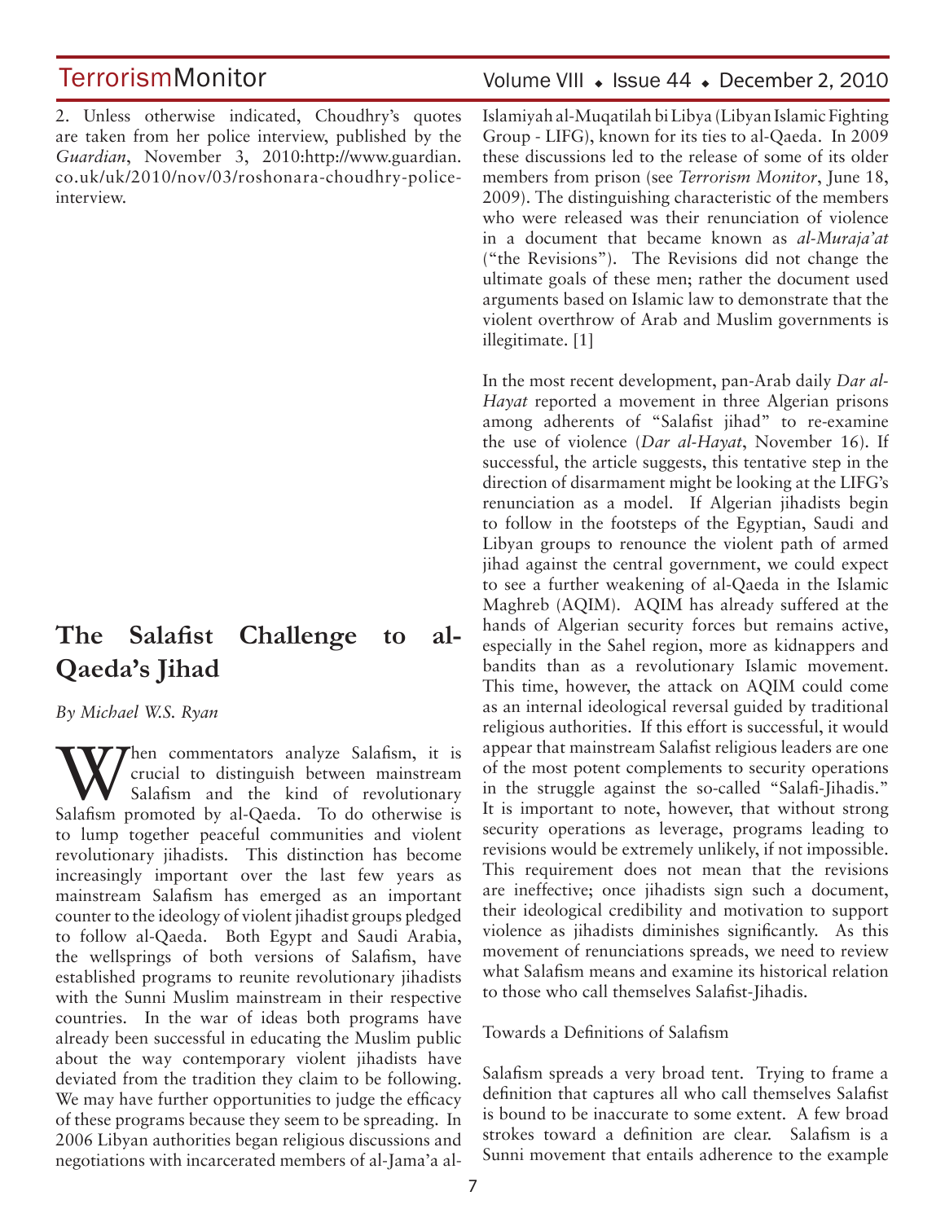2. Unless otherwise indicated, Choudhry's quotes are taken from her police interview, published by the *Guardian*, November 3, 2010:http://www.guardian.co.uk/uk/2010/nov/03/roshonara-choudhry-police-interview.

## The Salafist Challenge to al-Qaeda's Jihad

*By Michael W.S. Ryan*

When commentators analyze Salafism, it is crucial to distinguish between mainstream Salafism and the kind of revolutionary Salafism promoted by al-Qaeda. To do otherwise is to lump together peaceful communities and violent revolutionary jihadists. This distinction has become increasingly important over the last few years as mainstream Salafism has emerged as an important counter to the ideology of violent jihadist groups pledged to follow al-Qaeda. Both Egypt and Saudi Arabia, the wellsprings of both versions of Salafism, have established programs to reunite revolutionary jihadists with the Sunni Muslim mainstream in their respective countries. In the war of ideas both programs have already been successful in educating the Muslim public about the way contemporary violent jihadists have deviated from the tradition they claim to be following. We may have further opportunities to judge the efficacy of these programs because they seem to be spreading. In 2006 Libyan authorities began religious discussions and negotiations with incarcerated members of al-Jama'a al-Islamiyah al-Muqatilah bi Libya (Libyan Islamic Fighting Group - LIFG), known for its ties to al-Qaeda. In 2009 these discussions led to the release of some of its older members from prison (see *Terrorism Monitor*, June 18, 2009). The distinguishing characteristic of the members who were released was their renunciation of violence in a document that became known as *al-Muraja'at* ("the Revisions"). The Revisions did not change the ultimate goals of these men; rather the document used arguments based on Islamic law to demonstrate that the violent overthrow of Arab and Muslim governments is illegitimate. [1]

In the most recent development, pan-Arab daily *Dar al-Hayat* reported a movement in three Algerian prisons among adherents of "Salafist jihad" to re-examine the use of violence (*Dar al-Hayat*, November 16). If successful, the article suggests, this tentative step in the direction of disarmament might be looking at the LIFG's renunciation as a model. If Algerian jihadists begin to follow in the footsteps of the Egyptian, Saudi and Libyan groups to renounce the violent path of armed jihad against the central government, we could expect to see a further weakening of al-Qaeda in the Islamic Maghreb (AQIM). AQIM has already suffered at the hands of Algerian security forces but remains active, especially in the Sahel region, more as kidnappers and bandits than as a revolutionary Islamic movement. This time, however, the attack on AQIM could come as an internal ideological reversal guided by traditional religious authorities. If this effort is successful, it would appear that mainstream Salafist religious leaders are one of the most potent complements to security operations in the struggle against the so-called "Salafi-Jihadis." It is important to note, however, that without strong security operations as leverage, programs leading to revisions would be extremely unlikely, if not impossible. This requirement does not mean that the revisions are ineffective; once jihadists sign such a document, their ideological credibility and motivation to support violence as jihadists diminishes significantly. As this movement of renunciations spreads, we need to review what Salafism means and examine its historical relation to those who call themselves Salafist-Jihadis.

### Towards a Definitions of Salafism

Salafism spreads a very broad tent. Trying to frame a definition that captures all who call themselves Salafist is bound to be inaccurate to some extent. A few broad strokes toward a definition are clear. Salafism is a Sunni movement that entails adherence to the example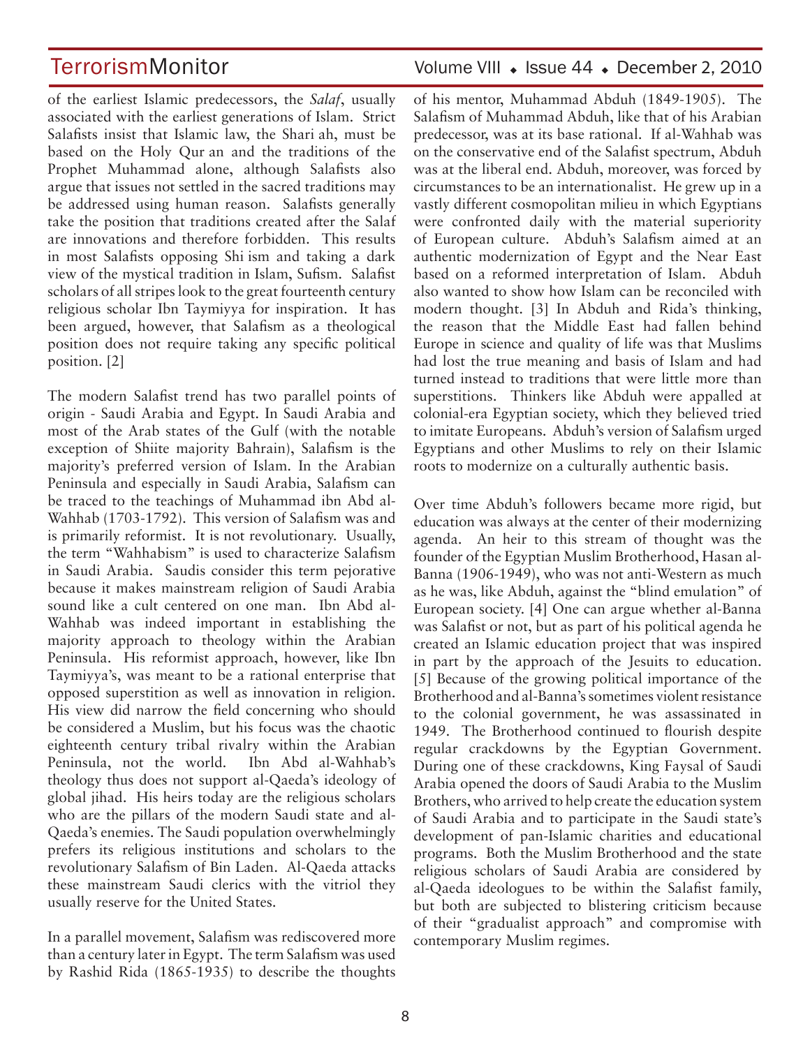of the earliest Islamic predecessors, the *Salaf*, usually associated with the earliest generations of Islam. Strict Salafists insist that Islamic law, the Shari ah, must be based on the Holy Qur an and the traditions of the Prophet Muhammad alone, although Salafists also argue that issues not settled in the sacred traditions may be addressed using human reason. Salafists generally take the position that traditions created after the Salaf are innovations and therefore forbidden. This results in most Salafists opposing Shi ism and taking a dark view of the mystical tradition in Islam, Sufism. Salafist scholars of all stripes look to the great fourteenth century religious scholar Ibn Taymiyya for inspiration. It has been argued, however, that Salafism as a theological position does not require taking any specific political position. [2]

The modern Salafist trend has two parallel points of origin - Saudi Arabia and Egypt. In Saudi Arabia and most of the Arab states of the Gulf (with the notable exception of Shiite majority Bahrain), Salafism is the majority's preferred version of Islam. In the Arabian Peninsula and especially in Saudi Arabia, Salafism can be traced to the teachings of Muhammad ibn Abd al-Wahhab (1703-1792). This version of Salafism was and is primarily reformist. It is not revolutionary. Usually, the term "Wahhabism" is used to characterize Salafism in Saudi Arabia. Saudis consider this term pejorative because it makes mainstream religion of Saudi Arabia sound like a cult centered on one man. Ibn Abd al-Wahhab was indeed important in establishing the majority approach to theology within the Arabian Peninsula. His reformist approach, however, like Ibn Taymiyya's, was meant to be a rational enterprise that opposed superstition as well as innovation in religion. His view did narrow the field concerning who should be considered a Muslim, but his focus was the chaotic eighteenth century tribal rivalry within the Arabian Peninsula, not the world. Ibn Abd al-Wahhab's theology thus does not support al-Qaeda's ideology of global jihad. His heirs today are the religious scholars who are the pillars of the modern Saudi state and al-Qaeda's enemies. The Saudi population overwhelmingly prefers its religious institutions and scholars to the revolutionary Salafism of Bin Laden. Al-Qaeda attacks these mainstream Saudi clerics with the vitriol they usually reserve for the United States.

In a parallel movement, Salafism was rediscovered more than a century later in Egypt. The term Salafism was used by Rashid Rida (1865-1935) to describe the thoughts of his mentor, Muhammad Abduh (1849-1905). The Salafism of Muhammad Abduh, like that of his Arabian predecessor, was at its base rational. If al-Wahhab was on the conservative end of the Salafist spectrum, Abduh was at the liberal end. Abduh, moreover, was forced by circumstances to be an internationalist. He grew up in a vastly different cosmopolitan milieu in which Egyptians were confronted daily with the material superiority of European culture. Abduh's Salafism aimed at an authentic modernization of Egypt and the Near East based on a reformed interpretation of Islam. Abduh also wanted to show how Islam can be reconciled with modern thought. [3] In Abduh and Rida's thinking, the reason that the Middle East had fallen behind Europe in science and quality of life was that Muslims had lost the true meaning and basis of Islam and had turned instead to traditions that were little more than superstitions. Thinkers like Abduh were appalled at colonial-era Egyptian society, which they believed tried to imitate Europeans. Abduh's version of Salafism urged Egyptians and other Muslims to rely on their Islamic roots to modernize on a culturally authentic basis.

Over time Abduh's followers became more rigid, but education was always at the center of their modernizing agenda. An heir to this stream of thought was the founder of the Egyptian Muslim Brotherhood, Hasan al-Banna (1906-1949), who was not anti-Western as much as he was, like Abduh, against the "blind emulation" of European society. [4] One can argue whether al-Banna was Salafist or not, but as part of his political agenda he created an Islamic education project that was inspired in part by the approach of the Jesuits to education. [5] Because of the growing political importance of the Brotherhood and al-Banna's sometimes violent resistance to the colonial government, he was assassinated in 1949. The Brotherhood continued to flourish despite regular crackdowns by the Egyptian Government. During one of these crackdowns, King Faysal of Saudi Arabia opened the doors of Saudi Arabia to the Muslim Brothers, who arrived to help create the education system of Saudi Arabia and to participate in the Saudi state's development of pan-Islamic charities and educational programs. Both the Muslim Brotherhood and the state religious scholars of Saudi Arabia are considered by al-Qaeda ideologues to be within the Salafist family, but both are subjected to blistering criticism because of their "gradualist approach" and compromise with contemporary Muslim regimes.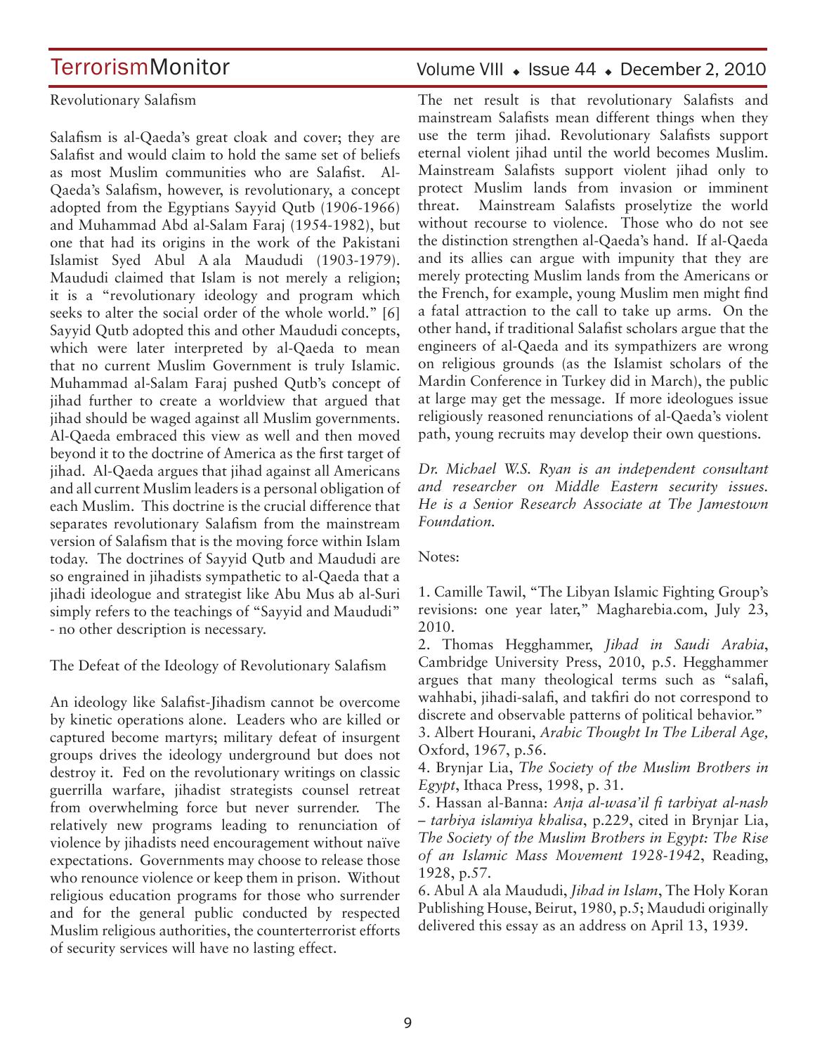## Revolutionary Salafism

Salafism is al-Qaeda's great cloak and cover; they are Salafist and would claim to hold the same set of beliefs as most Muslim communities who are Salafist. Al-Qaeda's Salafism, however, is revolutionary, a concept adopted from the Egyptians Sayyid Qutb (1906-1966) and Muhammad Abd al-Salam Faraj (1954-1982), but one that had its origins in the work of the Pakistani Islamist Syed Abul A ala Maududi (1903-1979). Maududi claimed that Islam is not merely a religion; it is a "revolutionary ideology and program which seeks to alter the social order of the whole world." [6] Sayyid Qutb adopted this and other Maududi concepts, which were later interpreted by al-Qaeda to mean that no current Muslim Government is truly Islamic. Muhammad al-Salam Faraj pushed Qutb's concept of jihad further to create a worldview that argued that jihad should be waged against all Muslim governments. Al-Qaeda embraced this view as well and then moved beyond it to the doctrine of America as the first target of jihad. Al-Qaeda argues that jihad against all Americans and all current Muslim leaders is a personal obligation of each Muslim. This doctrine is the crucial difference that separates revolutionary Salafism from the mainstream version of Salafism that is the moving force within Islam today. The doctrines of Sayyid Qutb and Maududi are so engrained in jihadists sympathetic to al-Qaeda that a jihadi ideologue and strategist like Abu Mus ab al-Suri simply refers to the teachings of "Sayyid and Maududi" - no other description is necessary.

## The Defeat of the Ideology of Revolutionary Salafism

An ideology like Salafist-Jihadism cannot be overcome by kinetic operations alone. Leaders who are killed or captured become martyrs; military defeat of insurgent groups drives the ideology underground but does not destroy it. Fed on the revolutionary writings on classic guerrilla warfare, jihadist strategists counsel retreat from overwhelming force but never surrender. The relatively new programs leading to renunciation of violence by jihadists need encouragement without naïve expectations. Governments may choose to release those who renounce violence or keep them in prison. Without religious education programs for those who surrender and for the general public conducted by respected Muslim religious authorities, the counterterrorist efforts of security services will have no lasting effect.

The net result is that revolutionary Salafists and mainstream Salafists mean different things when they use the term jihad. Revolutionary Salafists support eternal violent jihad until the world becomes Muslim. Mainstream Salafists support violent jihad only to protect Muslim lands from invasion or imminent threat. Mainstream Salafists proselytize the world without recourse to violence. Those who do not see the distinction strengthen al-Qaeda's hand. If al-Qaeda and its allies can argue with impunity that they are merely protecting Muslim lands from the Americans or the French, for example, young Muslim men might find a fatal attraction to the call to take up arms. On the other hand, if traditional Salafist scholars argue that the engineers of al-Qaeda and its sympathizers are wrong on religious grounds (as the Islamist scholars of the Mardin Conference in Turkey did in March), the public at large may get the message. If more ideologues issue religiously reasoned renunciations of al-Qaeda's violent path, young recruits may develop their own questions.

*Dr. Michael W.S. Ryan is an independent consultant and researcher on Middle Eastern security issues. He is a Senior Research Associate at The Jamestown Foundation.*

Notes:

1. Camille Tawil, "The Libyan Islamic Fighting Group's revisions: one year later," Magharebia.com, July 23, 2010.
2. Thomas Hegghammer, *Jihad in Saudi Arabia*, Cambridge University Press, 2010, p.5. Hegghammer argues that many theological terms such as "salafi, wahhabi, jihadi-salafi, and takfiri do not correspond to discrete and observable patterns of political behavior."
3. Albert Hourani, *Arabic Thought In The Liberal Age,* Oxford, 1967, p.56.
4. Brynjar Lia, *The Society of the Muslim Brothers in Egypt*, Ithaca Press, 1998, p. 31.
5. Hassan al-Banna: *Anja al-wasa'il fi tarbiyat al-nash – tarbiya islamiya khalisa*, p.229, cited in Brynjar Lia, *The Society of the Muslim Brothers in Egypt: The Rise of an Islamic Mass Movement 1928-1942*, Reading, 1928, p.57.
6. Abul A ala Maududi, *Jihad in Islam*, The Holy Koran Publishing House, Beirut, 1980, p.5; Maududi originally delivered this essay as an address on April 13, 1939.